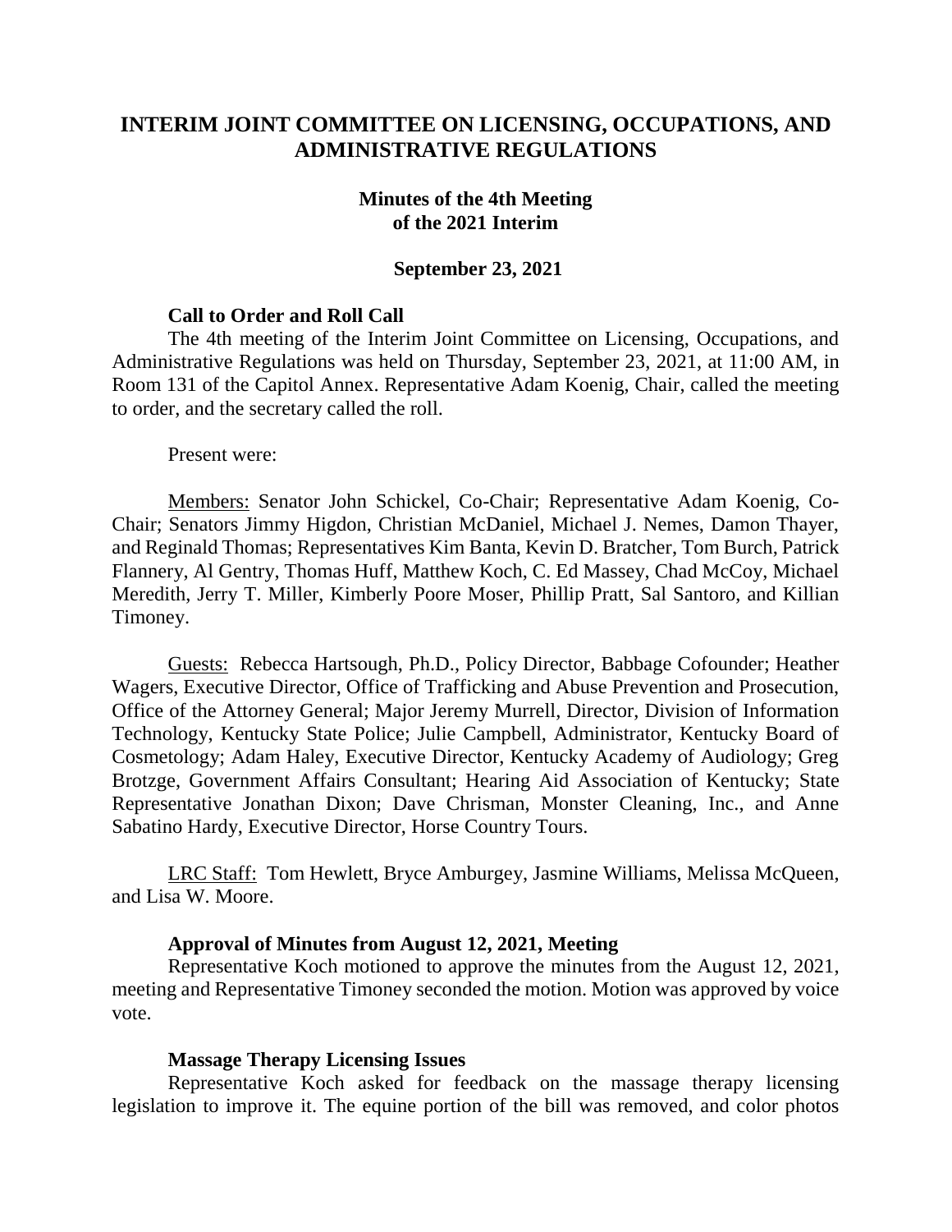# INTERIM JOINT COMMITTEE ON LICENSING, OCCUPATIONS, AND ADMINISTRATIVE REGULATIONS

## Minutes of the 4th Meeting of the 2021 Interim

### September 23, 2021

**Call to Order and Roll Call**

The 4th meeting of the Interim Joint Committee on Licensing, Occupations, and Administrative Regulations was held on Thursday, September 23, 2021, at 11:00 AM, in Room 131 of the Capitol Annex. Representative Adam Koenig, Chair, called the meeting to order, and the secretary called the roll.

Present were:

Members: Senator John Schickel, Co-Chair; Representative Adam Koenig, Co-Chair; Senators Jimmy Higdon, Christian McDaniel, Michael J. Nemes, Damon Thayer, and Reginald Thomas; Representatives Kim Banta, Kevin D. Bratcher, Tom Burch, Patrick Flannery, Al Gentry, Thomas Huff, Matthew Koch, C. Ed Massey, Chad McCoy, Michael Meredith, Jerry T. Miller, Kimberly Poore Moser, Phillip Pratt, Sal Santoro, and Killian Timoney.

Guests: Rebecca Hartsough, Ph.D., Policy Director, Babbage Cofounder; Heather Wagers, Executive Director, Office of Trafficking and Abuse Prevention and Prosecution, Office of the Attorney General; Major Jeremy Murrell, Director, Division of Information Technology, Kentucky State Police; Julie Campbell, Administrator, Kentucky Board of Cosmetology; Adam Haley, Executive Director, Kentucky Academy of Audiology; Greg Brotzge, Government Affairs Consultant; Hearing Aid Association of Kentucky; State Representative Jonathan Dixon; Dave Chrisman, Monster Cleaning, Inc., and Anne Sabatino Hardy, Executive Director, Horse Country Tours.

LRC Staff: Tom Hewlett, Bryce Amburgey, Jasmine Williams, Melissa McQueen, and Lisa W. Moore.

**Approval of Minutes from August 12, 2021, Meeting**

Representative Koch motioned to approve the minutes from the August 12, 2021, meeting and Representative Timoney seconded the motion. Motion was approved by voice vote.

**Massage Therapy Licensing Issues**

Representative Koch asked for feedback on the massage therapy licensing legislation to improve it. The equine portion of the bill was removed, and color photos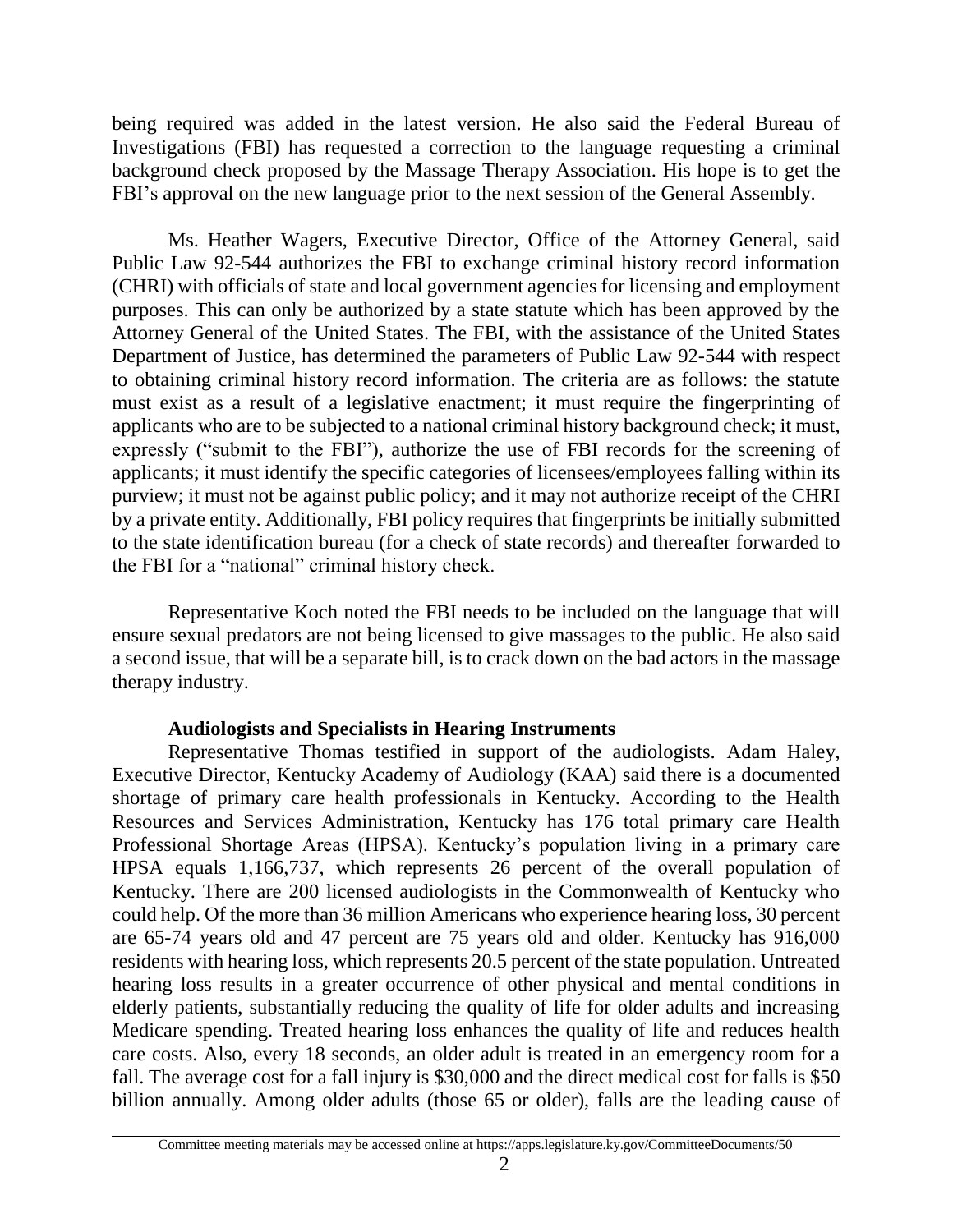being required was added in the latest version. He also said the Federal Bureau of Investigations (FBI) has requested a correction to the language requesting a criminal background check proposed by the Massage Therapy Association. His hope is to get the FBI's approval on the new language prior to the next session of the General Assembly.

Ms. Heather Wagers, Executive Director, Office of the Attorney General, said Public Law 92-544 authorizes the FBI to exchange criminal history record information (CHRI) with officials of state and local government agencies for licensing and employment purposes. This can only be authorized by a state statute which has been approved by the Attorney General of the United States. The FBI, with the assistance of the United States Department of Justice, has determined the parameters of Public Law 92-544 with respect to obtaining criminal history record information. The criteria are as follows: the statute must exist as a result of a legislative enactment; it must require the fingerprinting of applicants who are to be subjected to a national criminal history background check; it must, expressly ("submit to the FBI"), authorize the use of FBI records for the screening of applicants; it must identify the specific categories of licensees/employees falling within its purview; it must not be against public policy; and it may not authorize receipt of the CHRI by a private entity. Additionally, FBI policy requires that fingerprints be initially submitted to the state identification bureau (for a check of state records) and thereafter forwarded to the FBI for a "national" criminal history check.

Representative Koch noted the FBI needs to be included on the language that will ensure sexual predators are not being licensed to give massages to the public. He also said a second issue, that will be a separate bill, is to crack down on the bad actors in the massage therapy industry.

**Audiologists and Specialists in Hearing Instruments**

Representative Thomas testified in support of the audiologists. Adam Haley, Executive Director, Kentucky Academy of Audiology (KAA) said there is a documented shortage of primary care health professionals in Kentucky. According to the Health Resources and Services Administration, Kentucky has 176 total primary care Health Professional Shortage Areas (HPSA). Kentucky's population living in a primary care HPSA equals 1,166,737, which represents 26 percent of the overall population of Kentucky. There are 200 licensed audiologists in the Commonwealth of Kentucky who could help. Of the more than 36 million Americans who experience hearing loss, 30 percent are 65-74 years old and 47 percent are 75 years old and older. Kentucky has 916,000 residents with hearing loss, which represents 20.5 percent of the state population. Untreated hearing loss results in a greater occurrence of other physical and mental conditions in elderly patients, substantially reducing the quality of life for older adults and increasing Medicare spending. Treated hearing loss enhances the quality of life and reduces health care costs. Also, every 18 seconds, an older adult is treated in an emergency room for a fall. The average cost for a fall injury is $30,000 and the direct medical cost for falls is $50 billion annually. Among older adults (those 65 or older), falls are the leading cause of

Committee meeting materials may be accessed online at https://apps.legislature.ky.gov/CommitteeDocuments/50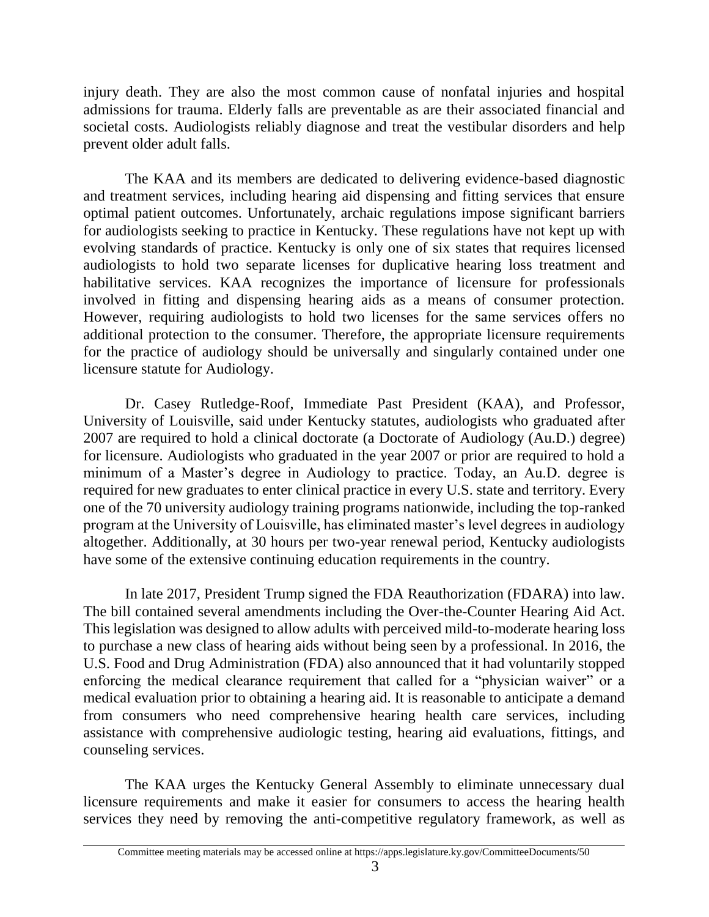injury death. They are also the most common cause of nonfatal injuries and hospital admissions for trauma. Elderly falls are preventable as are their associated financial and societal costs. Audiologists reliably diagnose and treat the vestibular disorders and help prevent older adult falls.

The KAA and its members are dedicated to delivering evidence-based diagnostic and treatment services, including hearing aid dispensing and fitting services that ensure optimal patient outcomes. Unfortunately, archaic regulations impose significant barriers for audiologists seeking to practice in Kentucky. These regulations have not kept up with evolving standards of practice. Kentucky is only one of six states that requires licensed audiologists to hold two separate licenses for duplicative hearing loss treatment and habilitative services. KAA recognizes the importance of licensure for professionals involved in fitting and dispensing hearing aids as a means of consumer protection. However, requiring audiologists to hold two licenses for the same services offers no additional protection to the consumer. Therefore, the appropriate licensure requirements for the practice of audiology should be universally and singularly contained under one licensure statute for Audiology.

Dr. Casey Rutledge-Roof, Immediate Past President (KAA), and Professor, University of Louisville, said under Kentucky statutes, audiologists who graduated after 2007 are required to hold a clinical doctorate (a Doctorate of Audiology (Au.D.) degree) for licensure. Audiologists who graduated in the year 2007 or prior are required to hold a minimum of a Master's degree in Audiology to practice. Today, an Au.D. degree is required for new graduates to enter clinical practice in every U.S. state and territory. Every one of the 70 university audiology training programs nationwide, including the top-ranked program at the University of Louisville, has eliminated master's level degrees in audiology altogether. Additionally, at 30 hours per two-year renewal period, Kentucky audiologists have some of the extensive continuing education requirements in the country.

In late 2017, President Trump signed the FDA Reauthorization (FDARA) into law. The bill contained several amendments including the Over-the-Counter Hearing Aid Act. This legislation was designed to allow adults with perceived mild-to-moderate hearing loss to purchase a new class of hearing aids without being seen by a professional. In 2016, the U.S. Food and Drug Administration (FDA) also announced that it had voluntarily stopped enforcing the medical clearance requirement that called for a "physician waiver" or a medical evaluation prior to obtaining a hearing aid. It is reasonable to anticipate a demand from consumers who need comprehensive hearing health care services, including assistance with comprehensive audiologic testing, hearing aid evaluations, fittings, and counseling services.

The KAA urges the Kentucky General Assembly to eliminate unnecessary dual licensure requirements and make it easier for consumers to access the hearing health services they need by removing the anti-competitive regulatory framework, as well as

Committee meeting materials may be accessed online at https://apps.legislature.ky.gov/CommitteeDocuments/50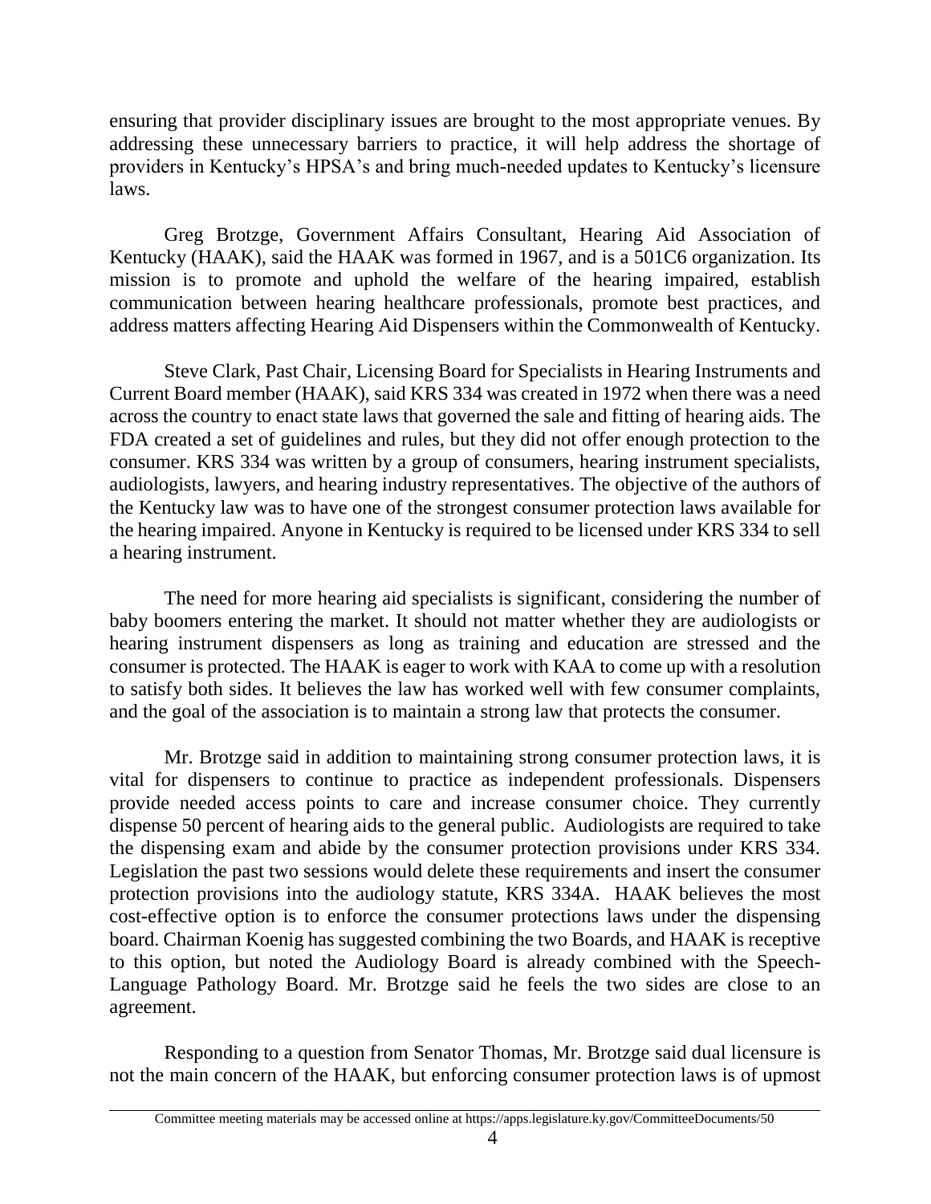ensuring that provider disciplinary issues are brought to the most appropriate venues. By addressing these unnecessary barriers to practice, it will help address the shortage of providers in Kentucky's HPSA's and bring much-needed updates to Kentucky's licensure laws.

Greg Brotzge, Government Affairs Consultant, Hearing Aid Association of Kentucky (HAAK), said the HAAK was formed in 1967, and is a 501C6 organization. Its mission is to promote and uphold the welfare of the hearing impaired, establish communication between hearing healthcare professionals, promote best practices, and address matters affecting Hearing Aid Dispensers within the Commonwealth of Kentucky.

Steve Clark, Past Chair, Licensing Board for Specialists in Hearing Instruments and Current Board member (HAAK), said KRS 334 was created in 1972 when there was a need across the country to enact state laws that governed the sale and fitting of hearing aids. The FDA created a set of guidelines and rules, but they did not offer enough protection to the consumer. KRS 334 was written by a group of consumers, hearing instrument specialists, audiologists, lawyers, and hearing industry representatives. The objective of the authors of the Kentucky law was to have one of the strongest consumer protection laws available for the hearing impaired. Anyone in Kentucky is required to be licensed under KRS 334 to sell a hearing instrument.

The need for more hearing aid specialists is significant, considering the number of baby boomers entering the market. It should not matter whether they are audiologists or hearing instrument dispensers as long as training and education are stressed and the consumer is protected. The HAAK is eager to work with KAA to come up with a resolution to satisfy both sides. It believes the law has worked well with few consumer complaints, and the goal of the association is to maintain a strong law that protects the consumer.

Mr. Brotzge said in addition to maintaining strong consumer protection laws, it is vital for dispensers to continue to practice as independent professionals. Dispensers provide needed access points to care and increase consumer choice. They currently dispense 50 percent of hearing aids to the general public. Audiologists are required to take the dispensing exam and abide by the consumer protection provisions under KRS 334. Legislation the past two sessions would delete these requirements and insert the consumer protection provisions into the audiology statute, KRS 334A. HAAK believes the most cost-effective option is to enforce the consumer protections laws under the dispensing board. Chairman Koenig has suggested combining the two Boards, and HAAK is receptive to this option, but noted the Audiology Board is already combined with the Speech-Language Pathology Board. Mr. Brotzge said he feels the two sides are close to an agreement.

Responding to a question from Senator Thomas, Mr. Brotzge said dual licensure is not the main concern of the HAAK, but enforcing consumer protection laws is of upmost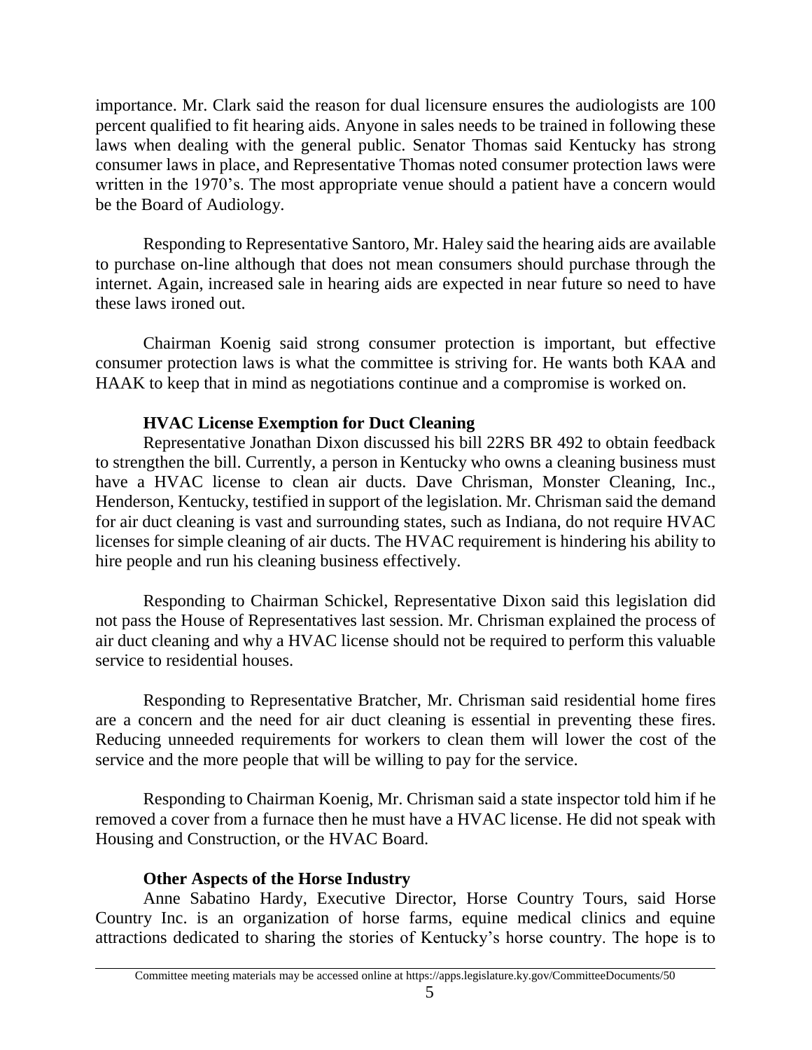importance. Mr. Clark said the reason for dual licensure ensures the audiologists are 100 percent qualified to fit hearing aids. Anyone in sales needs to be trained in following these laws when dealing with the general public. Senator Thomas said Kentucky has strong consumer laws in place, and Representative Thomas noted consumer protection laws were written in the 1970's. The most appropriate venue should a patient have a concern would be the Board of Audiology.

Responding to Representative Santoro, Mr. Haley said the hearing aids are available to purchase on-line although that does not mean consumers should purchase through the internet. Again, increased sale in hearing aids are expected in near future so need to have these laws ironed out.

Chairman Koenig said strong consumer protection is important, but effective consumer protection laws is what the committee is striving for. He wants both KAA and HAAK to keep that in mind as negotiations continue and a compromise is worked on.

**HVAC License Exemption for Duct Cleaning**

Representative Jonathan Dixon discussed his bill 22RS BR 492 to obtain feedback to strengthen the bill. Currently, a person in Kentucky who owns a cleaning business must have a HVAC license to clean air ducts. Dave Chrisman, Monster Cleaning, Inc., Henderson, Kentucky, testified in support of the legislation. Mr. Chrisman said the demand for air duct cleaning is vast and surrounding states, such as Indiana, do not require HVAC licenses for simple cleaning of air ducts. The HVAC requirement is hindering his ability to hire people and run his cleaning business effectively.

Responding to Chairman Schickel, Representative Dixon said this legislation did not pass the House of Representatives last session. Mr. Chrisman explained the process of air duct cleaning and why a HVAC license should not be required to perform this valuable service to residential houses.

Responding to Representative Bratcher, Mr. Chrisman said residential home fires are a concern and the need for air duct cleaning is essential in preventing these fires. Reducing unneeded requirements for workers to clean them will lower the cost of the service and the more people that will be willing to pay for the service.

Responding to Chairman Koenig, Mr. Chrisman said a state inspector told him if he removed a cover from a furnace then he must have a HVAC license. He did not speak with Housing and Construction, or the HVAC Board.

**Other Aspects of the Horse Industry**

Anne Sabatino Hardy, Executive Director, Horse Country Tours, said Horse Country Inc. is an organization of horse farms, equine medical clinics and equine attractions dedicated to sharing the stories of Kentucky's horse country. The hope is to

Committee meeting materials may be accessed online at https://apps.legislature.ky.gov/CommitteeDocuments/50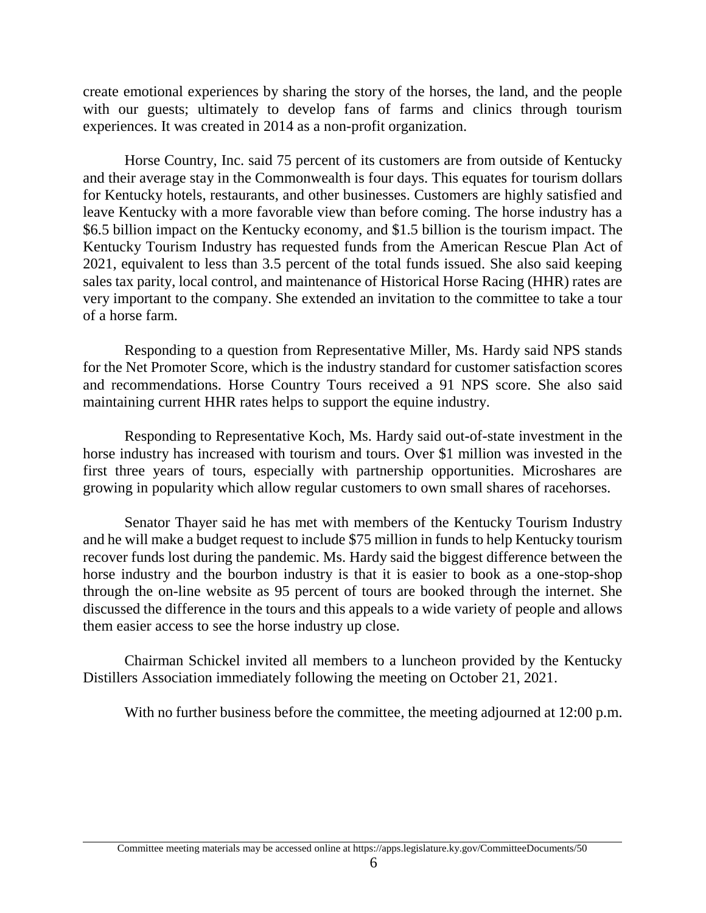create emotional experiences by sharing the story of the horses, the land, and the people with our guests; ultimately to develop fans of farms and clinics through tourism experiences. It was created in 2014 as a non-profit organization.

Horse Country, Inc. said 75 percent of its customers are from outside of Kentucky and their average stay in the Commonwealth is four days. This equates for tourism dollars for Kentucky hotels, restaurants, and other businesses. Customers are highly satisfied and leave Kentucky with a more favorable view than before coming. The horse industry has a $6.5 billion impact on the Kentucky economy, and $1.5 billion is the tourism impact. The Kentucky Tourism Industry has requested funds from the American Rescue Plan Act of 2021, equivalent to less than 3.5 percent of the total funds issued. She also said keeping sales tax parity, local control, and maintenance of Historical Horse Racing (HHR) rates are very important to the company. She extended an invitation to the committee to take a tour of a horse farm.

Responding to a question from Representative Miller, Ms. Hardy said NPS stands for the Net Promoter Score, which is the industry standard for customer satisfaction scores and recommendations. Horse Country Tours received a 91 NPS score. She also said maintaining current HHR rates helps to support the equine industry.

Responding to Representative Koch, Ms. Hardy said out-of-state investment in the horse industry has increased with tourism and tours. Over $1 million was invested in the first three years of tours, especially with partnership opportunities. Microshares are growing in popularity which allow regular customers to own small shares of racehorses.

Senator Thayer said he has met with members of the Kentucky Tourism Industry and he will make a budget request to include $75 million in funds to help Kentucky tourism recover funds lost during the pandemic. Ms. Hardy said the biggest difference between the horse industry and the bourbon industry is that it is easier to book as a one-stop-shop through the on-line website as 95 percent of tours are booked through the internet. She discussed the difference in the tours and this appeals to a wide variety of people and allows them easier access to see the horse industry up close.

Chairman Schickel invited all members to a luncheon provided by the Kentucky Distillers Association immediately following the meeting on October 21, 2021.

With no further business before the committee, the meeting adjourned at 12:00 p.m.

Committee meeting materials may be accessed online at https://apps.legislature.ky.gov/CommitteeDocuments/50